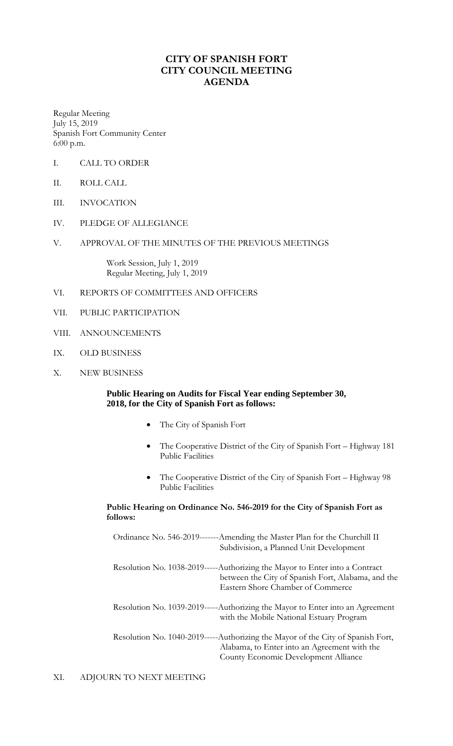# CITY OF SPANISH FORT
# CITY COUNCIL MEETING
# AGENDA

Regular Meeting
July 15, 2019
Spanish Fort Community Center
6:00 p.m.

I. CALL TO ORDER

II. ROLL CALL

III. INVOCATION

IV. PLEDGE OF ALLEGIANCE

V. APPROVAL OF THE MINUTES OF THE PREVIOUS MEETINGS

Work Session, July 1, 2019
Regular Meeting, July 1, 2019

VI. REPORTS OF COMMITTEES AND OFFICERS

VII. PUBLIC PARTICIPATION

VIII. ANNOUNCEMENTS

IX. OLD BUSINESS

X. NEW BUSINESS

**Public Hearing on Audits for Fiscal Year ending September 30, 2018, for the City of Spanish Fort as follows:**

- The City of Spanish Fort
- The Cooperative District of the City of Spanish Fort – Highway 181 Public Facilities
- The Cooperative District of the City of Spanish Fort – Highway 98 Public Facilities

**Public Hearing on Ordinance No. 546-2019 for the City of Spanish Fort as follows:**

Ordinance No. 546-2019-------Amending the Master Plan for the Churchill II Subdivision, a Planned Unit Development

Resolution No. 1038-2019-----Authorizing the Mayor to Enter into a Contract between the City of Spanish Fort, Alabama, and the Eastern Shore Chamber of Commerce

Resolution No. 1039-2019-----Authorizing the Mayor to Enter into an Agreement with the Mobile National Estuary Program

Resolution No. 1040-2019-----Authorizing the Mayor of the City of Spanish Fort, Alabama, to Enter into an Agreement with the County Economic Development Alliance

XI. ADJOURN TO NEXT MEETING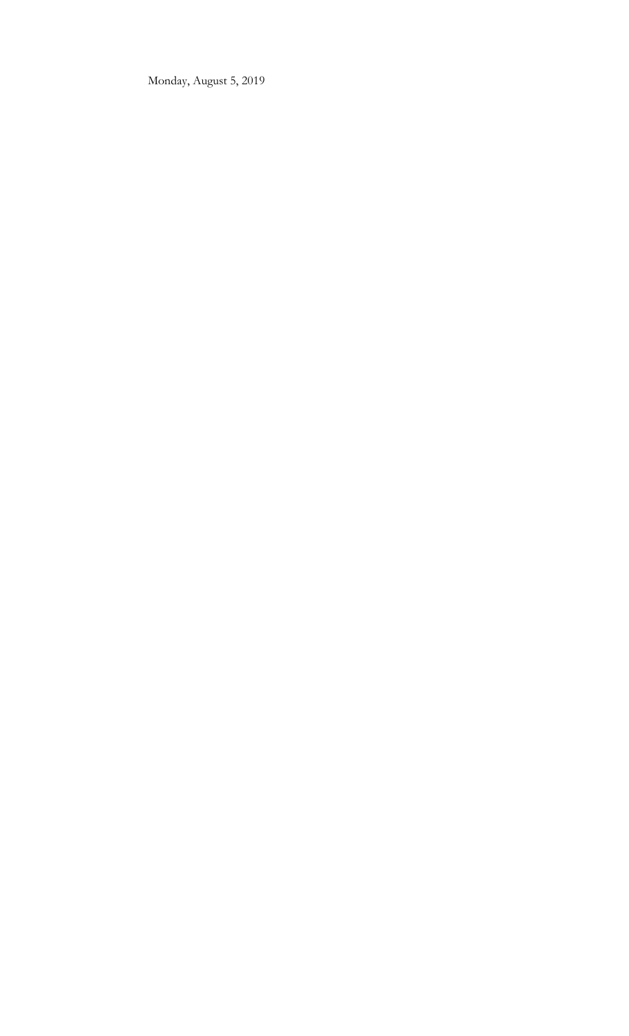Monday, August 5, 2019